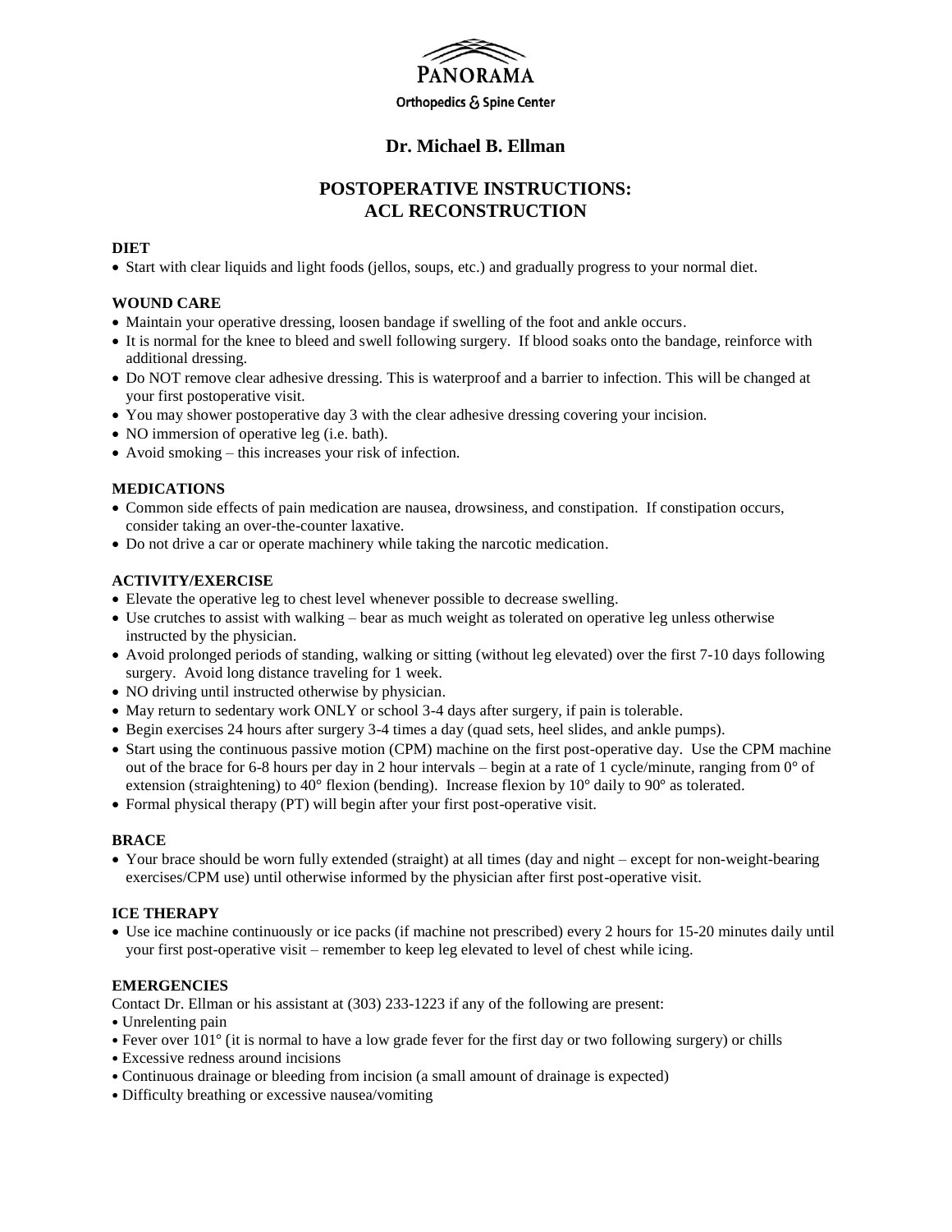PANORAMA

Orthopedics & Spine Center

# Dr. Michael B. Ellman

## POSTOPERATIVE INSTRUCTIONS: ACL RECONSTRUCTION

### DIET

- Start with clear liquids and light foods (jellos, soups, etc.) and gradually progress to your normal diet.

### WOUND CARE

- Maintain your operative dressing, loosen bandage if swelling of the foot and ankle occurs.
- It is normal for the knee to bleed and swell following surgery. If blood soaks onto the bandage, reinforce with additional dressing.
- Do NOT remove clear adhesive dressing. This is waterproof and a barrier to infection. This will be changed at your first postoperative visit.
- You may shower postoperative day 3 with the clear adhesive dressing covering your incision.
- NO immersion of operative leg (i.e. bath).
- Avoid smoking – this increases your risk of infection.

### MEDICATIONS

- Common side effects of pain medication are nausea, drowsiness, and constipation. If constipation occurs, consider taking an over-the-counter laxative.
- Do not drive a car or operate machinery while taking the narcotic medication.

### ACTIVITY/EXERCISE

- Elevate the operative leg to chest level whenever possible to decrease swelling.
- Use crutches to assist with walking – bear as much weight as tolerated on operative leg unless otherwise instructed by the physician.
- Avoid prolonged periods of standing, walking or sitting (without leg elevated) over the first 7-10 days following surgery. Avoid long distance traveling for 1 week.
- NO driving until instructed otherwise by physician.
- May return to sedentary work ONLY or school 3-4 days after surgery, if pain is tolerable.
- Begin exercises 24 hours after surgery 3-4 times a day (quad sets, heel slides, and ankle pumps).
- Start using the continuous passive motion (CPM) machine on the first post-operative day. Use the CPM machine out of the brace for 6-8 hours per day in 2 hour intervals – begin at a rate of 1 cycle/minute, ranging from 0° of extension (straightening) to 40° flexion (bending). Increase flexion by 10° daily to 90° as tolerated.
- Formal physical therapy (PT) will begin after your first post-operative visit.

### BRACE

- Your brace should be worn fully extended (straight) at all times (day and night – except for non-weight-bearing exercises/CPM use) until otherwise informed by the physician after first post-operative visit.

### ICE THERAPY

- Use ice machine continuously or ice packs (if machine not prescribed) every 2 hours for 15-20 minutes daily until your first post-operative visit – remember to keep leg elevated to level of chest while icing.

### EMERGENCIES

Contact Dr. Ellman or his assistant at (303) 233-1223 if any of the following are present:

- Unrelenting pain
- Fever over 101° (it is normal to have a low grade fever for the first day or two following surgery) or chills
- Excessive redness around incisions
- Continuous drainage or bleeding from incision (a small amount of drainage is expected)
- Difficulty breathing or excessive nausea/vomiting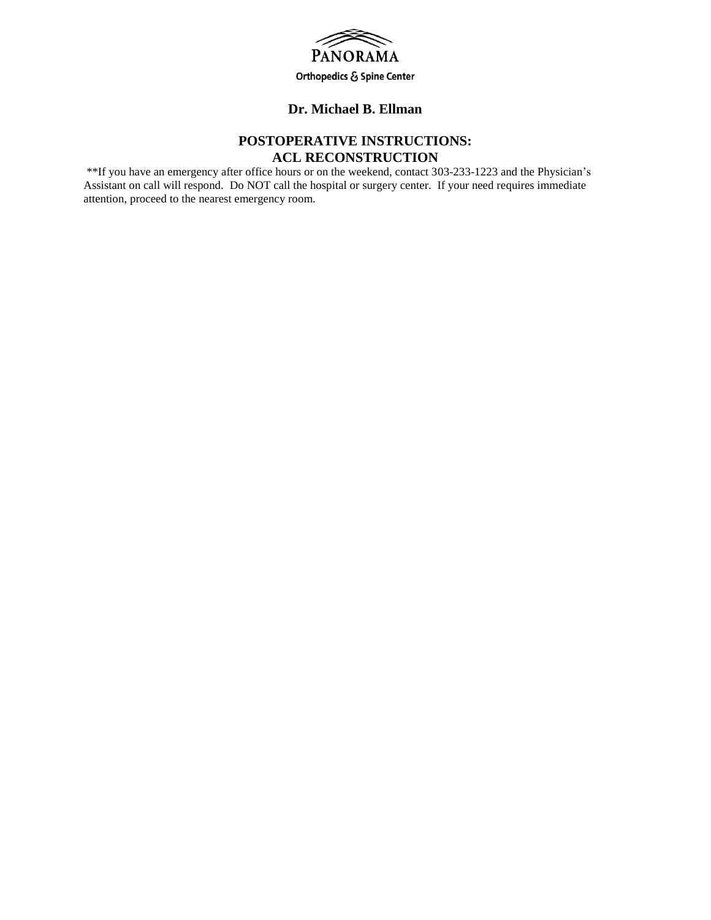PANORAMA

Orthopedics & Spine Center

**Dr. Michael B. Ellman**

## POSTOPERATIVE INSTRUCTIONS:
## ACL RECONSTRUCTION

**If you have an emergency after office hours or on the weekend, contact 303-233-1223 and the Physician's Assistant on call will respond. Do NOT call the hospital or surgery center. If your need requires immediate attention, proceed to the nearest emergency room.